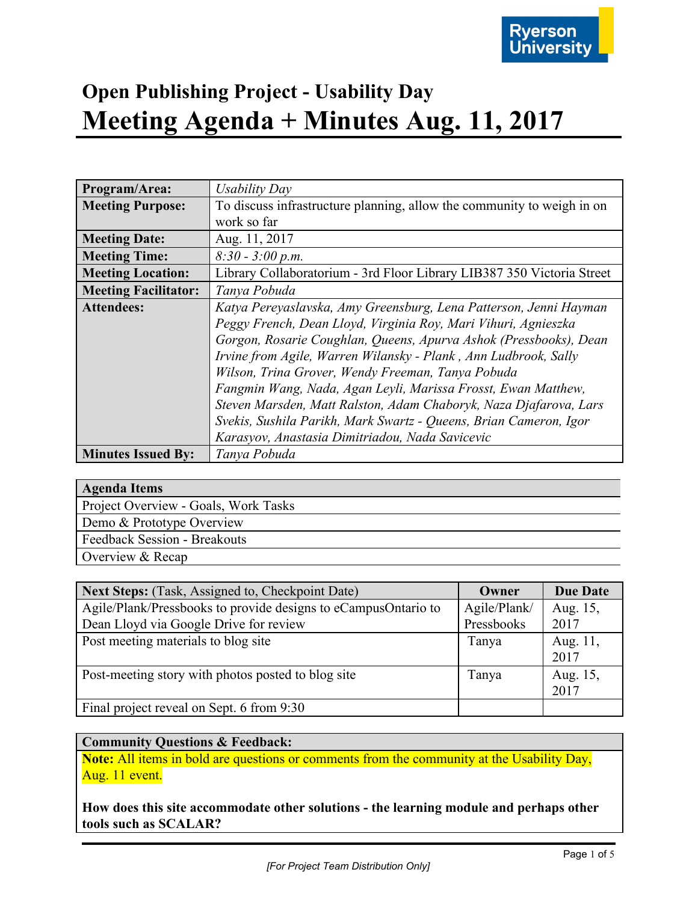# Open Publishing Project - Usability Day

# Meeting Agenda + Minutes Aug. 11, 2017

| **Program/Area:** | *Usability Day* |
|---|---|
| **Meeting Purpose:** | To discuss infrastructure planning, allow the community to weigh in on work so far |
| **Meeting Date:** | Aug. 11, 2017 |
| **Meeting Time:** | *8:30 - 3:00 p.m.* |
| **Meeting Location:** | Library Collaboratorium - 3rd Floor Library LIB387 350 Victoria Street |
| **Meeting Facilitator:** | *Tanya Pobuda* |
| **Attendees:** | *Katya Pereyaslavska, Amy Greensburg, Lena Patterson, Jenni Hayman Peggy French, Dean Lloyd, Virginia Roy, Mari Vihuri, Agnieszka Gorgon, Rosarie Coughlan, Queens, Apurva Ashok (Pressbooks), Dean Irvine from Agile, Warren Wilansky - Plank , Ann Ludbrook, Sally Wilson, Trina Grover, Wendy Freeman, Tanya Pobuda Fangmin Wang, Nada, Agan Leyli, Marissa Frosst, Ewan Matthew, Steven Marsden, Matt Ralston, Adam Chaboryk, Naza Djafarova, Lars Svekis, Sushila Parikh, Mark Swartz - Queens, Brian Cameron, Igor Karasyov, Anastasia Dimitriadou, Nada Savicevic* |
| **Minutes Issued By:** | *Tanya Pobuda* |

| **Agenda Items** |
|---|
| Project Overview - Goals, Work Tasks |
| Demo & Prototype Overview |
| Feedback Session - Breakouts |
| Overview & Recap |

| **Next Steps:** (Task, Assigned to, Checkpoint Date) | **Owner** | **Due Date** |
|---|---|---|
| Agile/Plank/Pressbooks to provide designs to eCampusOntario to Dean Lloyd via Google Drive for review | Agile/Plank/ Pressbooks | Aug. 15, 2017 |
| Post meeting materials to blog site | Tanya | Aug. 11, 2017 |
| Post-meeting story with photos posted to blog site | Tanya | Aug. 15, 2017 |
| Final project reveal on Sept. 6 from 9:30 | | |

**Community Questions & Feedback:**

**Note:** All items in bold are questions or comments from the community at the Usability Day, Aug. 11 event.

**How does this site accommodate other solutions - the learning module and perhaps other tools such as SCALAR?**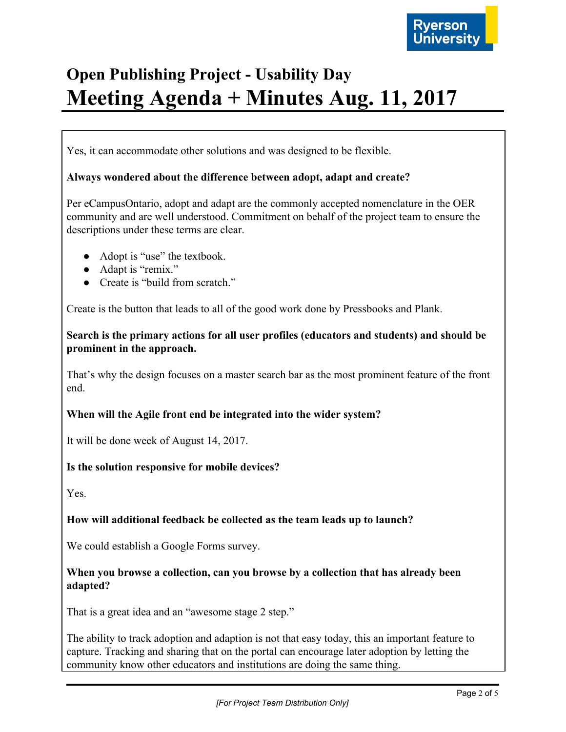Yes, it can accommodate other solutions and was designed to be flexible.

**Always wondered about the difference between adopt, adapt and create?**

Per eCampusOntario, adopt and adapt are the commonly accepted nomenclature in the OER community and are well understood. Commitment on behalf of the project team to ensure the descriptions under these terms are clear.

- Adopt is "use" the textbook.
- Adapt is "remix."
- Create is "build from scratch."

Create is the button that leads to all of the good work done by Pressbooks and Plank.

**Search is the primary actions for all user profiles (educators and students) and should be prominent in the approach.**

That's why the design focuses on a master search bar as the most prominent feature of the front end.

**When will the Agile front end be integrated into the wider system?**

It will be done week of August 14, 2017.

**Is the solution responsive for mobile devices?**

Yes.

**How will additional feedback be collected as the team leads up to launch?**

We could establish a Google Forms survey.

**When you browse a collection, can you browse by a collection that has already been adapted?**

That is a great idea and an "awesome stage 2 step."

The ability to track adoption and adaption is not that easy today, this an important feature to capture. Tracking and sharing that on the portal can encourage later adoption by letting the community know other educators and institutions are doing the same thing.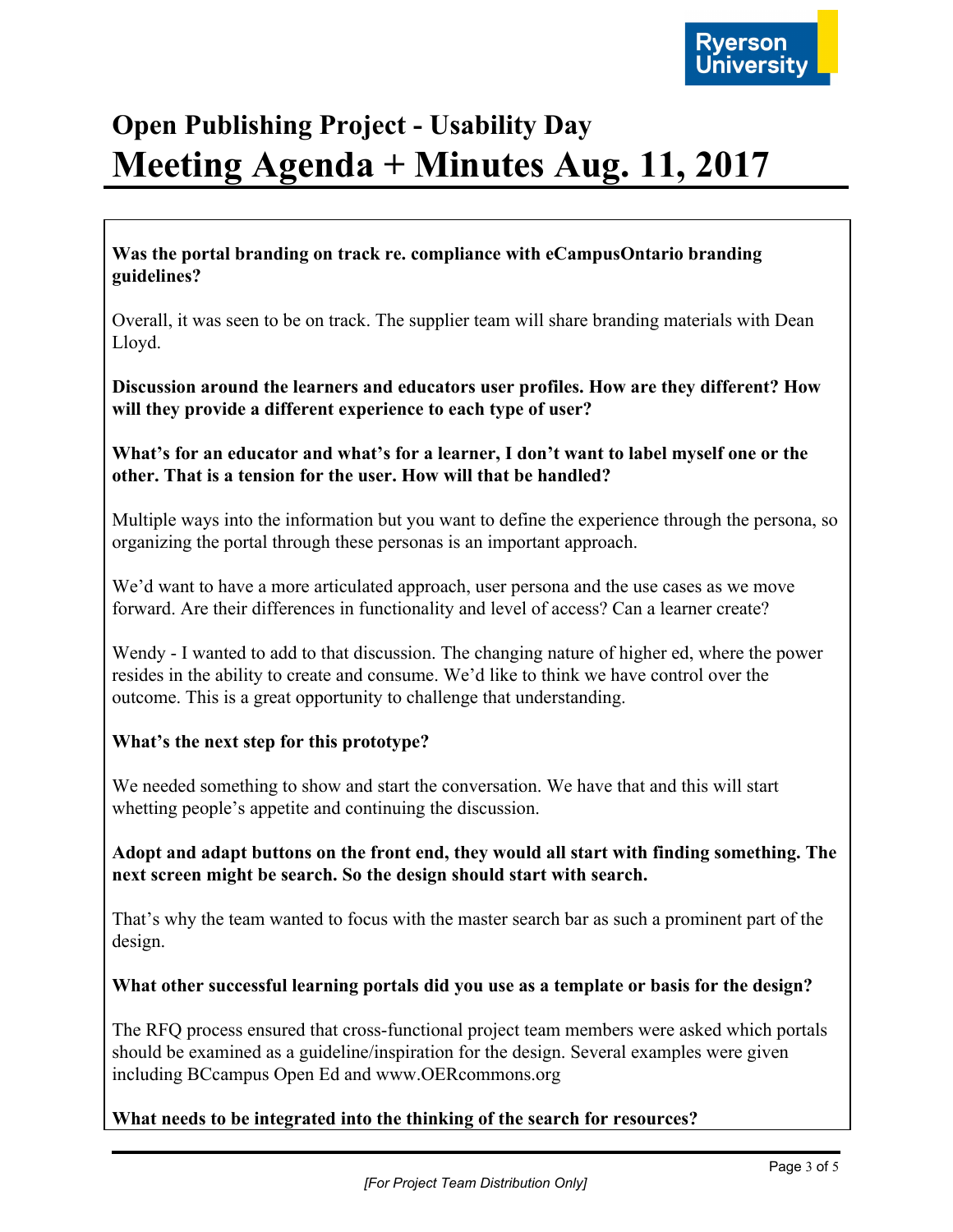# Open Publishing Project - Usability Day

# Meeting Agenda + Minutes Aug. 11, 2017

**Was the portal branding on track re. compliance with eCampusOntario branding guidelines?**

Overall, it was seen to be on track. The supplier team will share branding materials with Dean Lloyd.

**Discussion around the learners and educators user profiles. How are they different? How will they provide a different experience to each type of user?**

**What's for an educator and what's for a learner, I don't want to label myself one or the other. That is a tension for the user. How will that be handled?**

Multiple ways into the information but you want to define the experience through the persona, so organizing the portal through these personas is an important approach.

We'd want to have a more articulated approach, user persona and the use cases as we move forward. Are their differences in functionality and level of access? Can a learner create?

Wendy - I wanted to add to that discussion. The changing nature of higher ed, where the power resides in the ability to create and consume. We'd like to think we have control over the outcome. This is a great opportunity to challenge that understanding.

**What's the next step for this prototype?**

We needed something to show and start the conversation. We have that and this will start whetting people's appetite and continuing the discussion.

**Adopt and adapt buttons on the front end, they would all start with finding something. The next screen might be search. So the design should start with search.**

That's why the team wanted to focus with the master search bar as such a prominent part of the design.

**What other successful learning portals did you use as a template or basis for the design?**

The RFQ process ensured that cross-functional project team members were asked which portals should be examined as a guideline/inspiration for the design. Several examples were given including BCcampus Open Ed and www.OERcommons.org

**What needs to be integrated into the thinking of the search for resources?**

*[For Project Team Distribution Only]*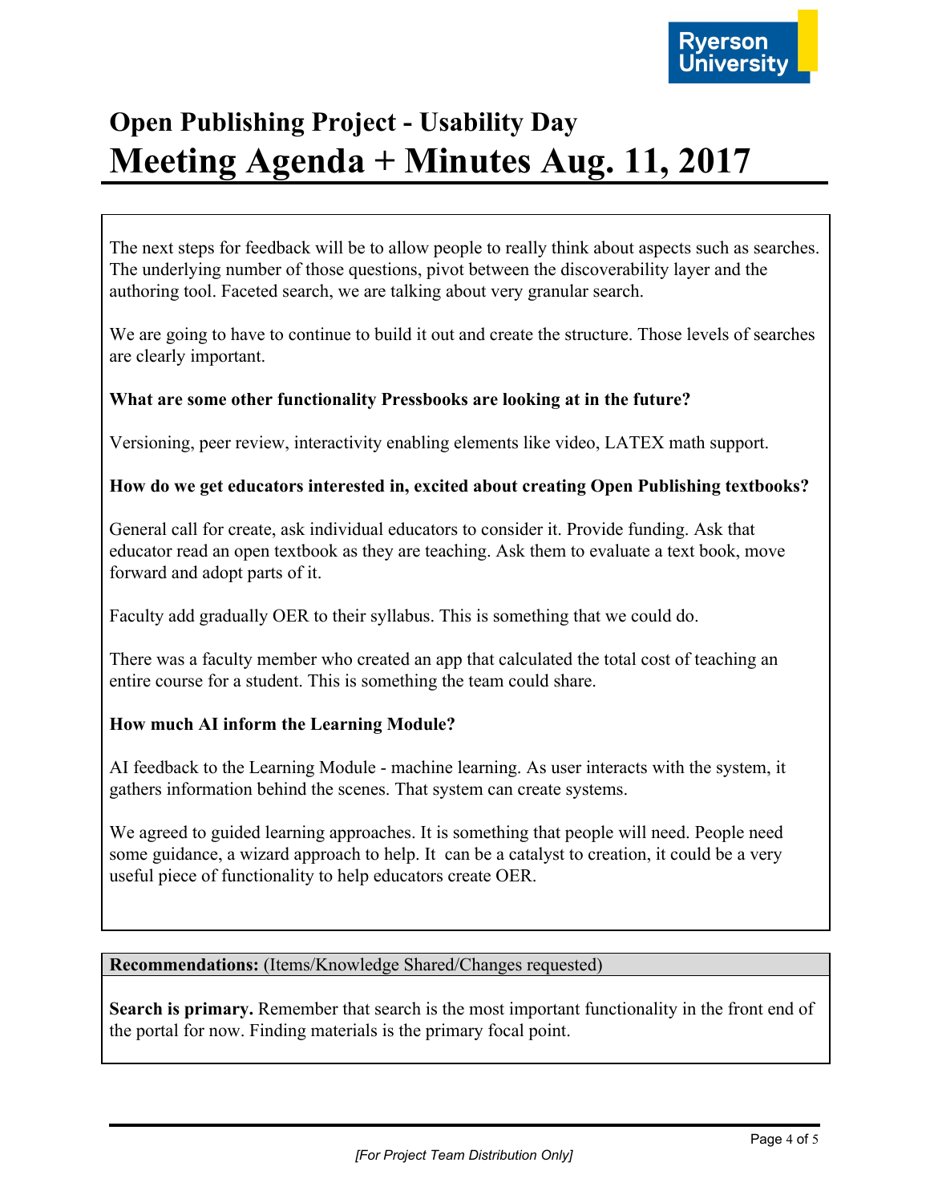# Open Publishing Project - Usability Day

# Meeting Agenda + Minutes Aug. 11, 2017

The next steps for feedback will be to allow people to really think about aspects such as searches. The underlying number of those questions, pivot between the discoverability layer and the authoring tool. Faceted search, we are talking about very granular search.

We are going to have to continue to build it out and create the structure. Those levels of searches are clearly important.

**What are some other functionality Pressbooks are looking at in the future?**

Versioning, peer review, interactivity enabling elements like video, LATEX math support.

**How do we get educators interested in, excited about creating Open Publishing textbooks?**

General call for create, ask individual educators to consider it. Provide funding. Ask that educator read an open textbook as they are teaching. Ask them to evaluate a text book, move forward and adopt parts of it.

Faculty add gradually OER to their syllabus. This is something that we could do.

There was a faculty member who created an app that calculated the total cost of teaching an entire course for a student. This is something the team could share.

**How much AI inform the Learning Module?**

AI feedback to the Learning Module - machine learning. As user interacts with the system, it gathers information behind the scenes. That system can create systems.

We agreed to guided learning approaches. It is something that people will need. People need some guidance, a wizard approach to help. It can be a catalyst to creation, it could be a very useful piece of functionality to help educators create OER.

**Recommendations:** (Items/Knowledge Shared/Changes requested)

**Search is primary.** Remember that search is the most important functionality in the front end of the portal for now. Finding materials is the primary focal point.

*[For Project Team Distribution Only]*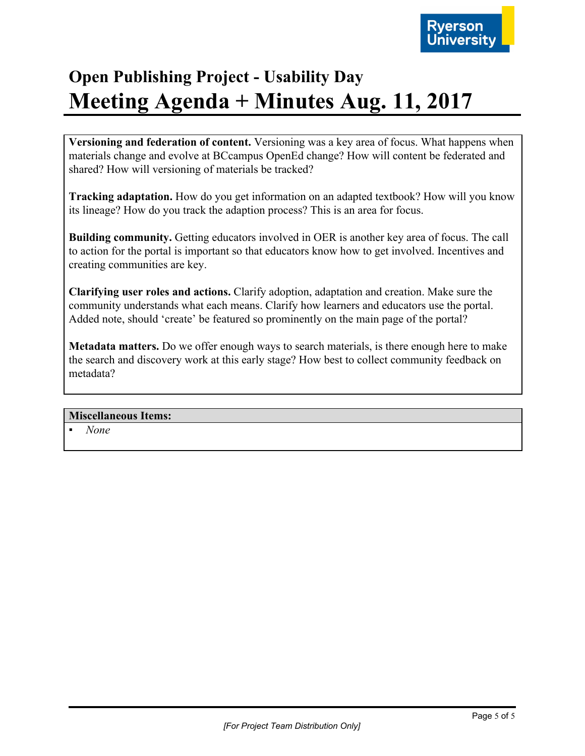# Open Publishing Project - Usability Day

# Meeting Agenda + Minutes Aug. 11, 2017

**Versioning and federation of content.** Versioning was a key area of focus. What happens when materials change and evolve at BCcampus OpenEd change? How will content be federated and shared? How will versioning of materials be tracked?

**Tracking adaptation.** How do you get information on an adapted textbook? How will you know its lineage? How do you track the adaption process? This is an area for focus.

**Building community.** Getting educators involved in OER is another key area of focus. The call to action for the portal is important so that educators know how to get involved. Incentives and creating communities are key.

**Clarifying user roles and actions.** Clarify adoption, adaptation and creation. Make sure the community understands what each means. Clarify how learners and educators use the portal. Added note, should 'create' be featured so prominently on the main page of the portal?

**Metadata matters.** Do we offer enough ways to search materials, is there enough here to make the search and discovery work at this early stage? How best to collect community feedback on metadata?

**Miscellaneous Items:**

- *None*

*[For Project Team Distribution Only]*